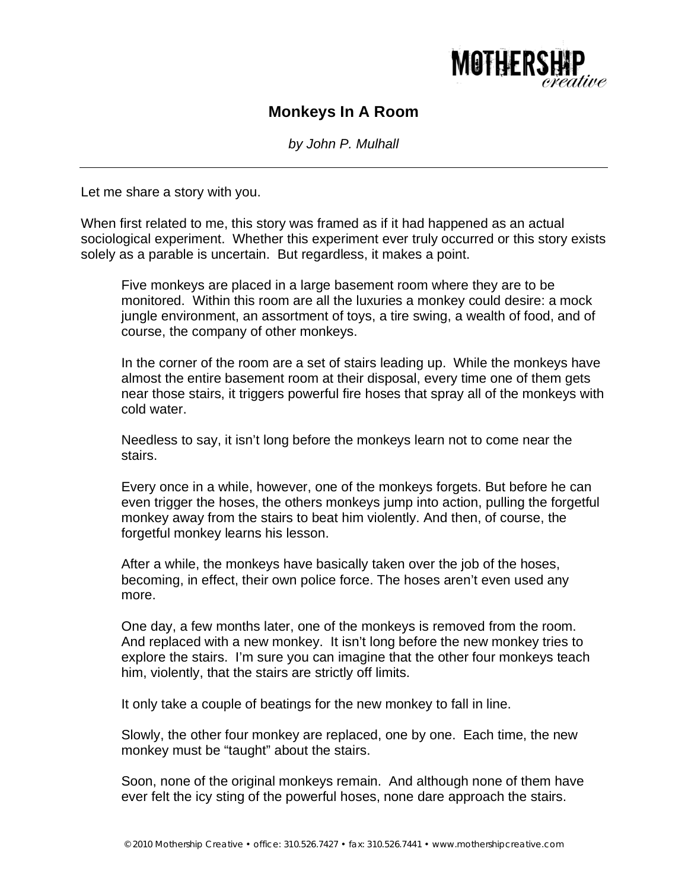# Monkeys In A Room

*by John P. Mulhall*

---

Let me share a story with you.

When first related to me, this story was framed as if it had happened as an actual sociological experiment. Whether this experiment ever truly occurred or this story exists solely as a parable is uncertain. But regardless, it makes a point.

> Five monkeys are placed in a large basement room where they are to be monitored. Within this room are all the luxuries a monkey could desire: a mock jungle environment, an assortment of toys, a tire swing, a wealth of food, and of course, the company of other monkeys.
>
> In the corner of the room are a set of stairs leading up. While the monkeys have almost the entire basement room at their disposal, every time one of them gets near those stairs, it triggers powerful fire hoses that spray all of the monkeys with cold water.
>
> Needless to say, it isn't long before the monkeys learn not to come near the stairs.
>
> Every once in a while, however, one of the monkeys forgets. But before he can even trigger the hoses, the others monkeys jump into action, pulling the forgetful monkey away from the stairs to beat him violently. And then, of course, the forgetful monkey learns his lesson.
>
> After a while, the monkeys have basically taken over the job of the hoses, becoming, in effect, their own police force. The hoses aren't even used any more.
>
> One day, a few months later, one of the monkeys is removed from the room. And replaced with a new monkey. It isn't long before the new monkey tries to explore the stairs. I'm sure you can imagine that the other four monkeys teach him, violently, that the stairs are strictly off limits.
>
> It only take a couple of beatings for the new monkey to fall in line.
>
> Slowly, the other four monkey are replaced, one by one. Each time, the new monkey must be "taught" about the stairs.
>
> Soon, none of the original monkeys remain. And although none of them have ever felt the icy sting of the powerful hoses, none dare approach the stairs.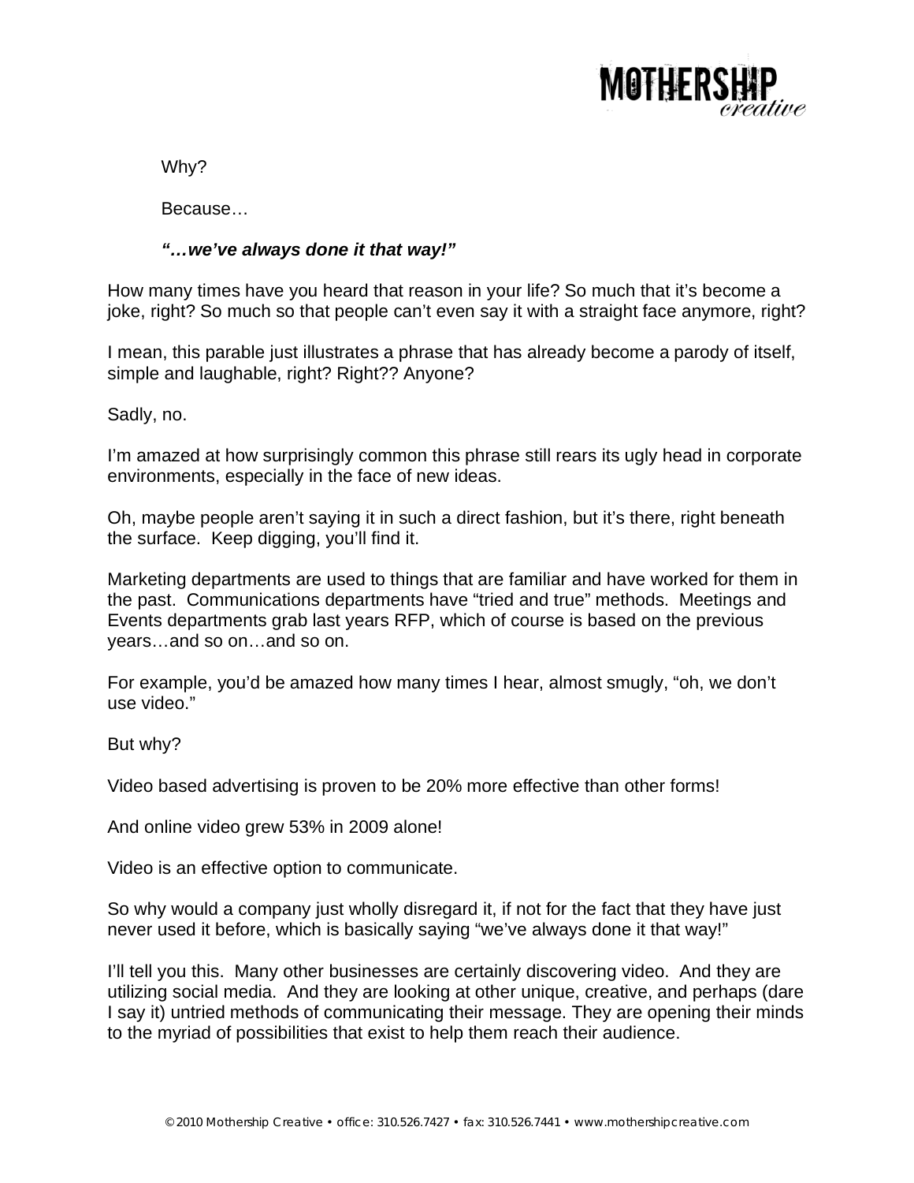Why?

Because…

***"…we've always done it that way!"***

How many times have you heard that reason in your life? So much that it's become a joke, right? So much so that people can't even say it with a straight face anymore, right?

I mean, this parable just illustrates a phrase that has already become a parody of itself, simple and laughable, right? Right?? Anyone?

Sadly, no.

I'm amazed at how surprisingly common this phrase still rears its ugly head in corporate environments, especially in the face of new ideas.

Oh, maybe people aren't saying it in such a direct fashion, but it's there, right beneath the surface. Keep digging, you'll find it.

Marketing departments are used to things that are familiar and have worked for them in the past. Communications departments have "tried and true" methods. Meetings and Events departments grab last years RFP, which of course is based on the previous years…and so on…and so on.

For example, you'd be amazed how many times I hear, almost smugly, "oh, we don't use video."

But why?

Video based advertising is proven to be 20% more effective than other forms!

And online video grew 53% in 2009 alone!

Video is an effective option to communicate.

So why would a company just wholly disregard it, if not for the fact that they have just never used it before, which is basically saying "we've always done it that way!"

I'll tell you this. Many other businesses are certainly discovering video. And they are utilizing social media. And they are looking at other unique, creative, and perhaps (dare I say it) untried methods of communicating their message. They are opening their minds to the myriad of possibilities that exist to help them reach their audience.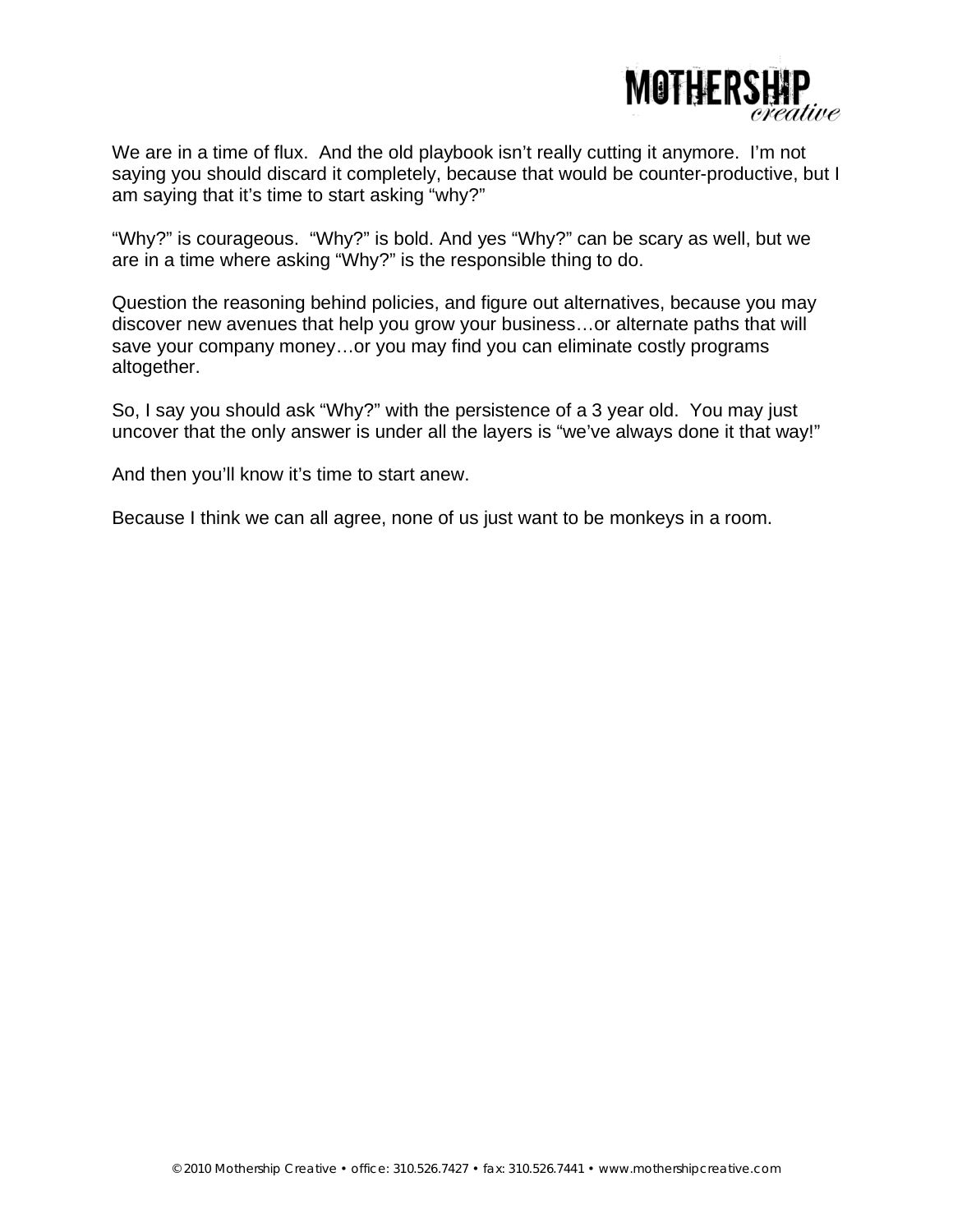We are in a time of flux. And the old playbook isn't really cutting it anymore. I'm not saying you should discard it completely, because that would be counter-productive, but I am saying that it's time to start asking "why?"

"Why?" is courageous. "Why?" is bold. And yes "Why?" can be scary as well, but we are in a time where asking "Why?" is the responsible thing to do.

Question the reasoning behind policies, and figure out alternatives, because you may discover new avenues that help you grow your business…or alternate paths that will save your company money…or you may find you can eliminate costly programs altogether.

So, I say you should ask "Why?" with the persistence of a 3 year old. You may just uncover that the only answer is under all the layers is "we've always done it that way!"

And then you'll know it's time to start anew.

Because I think we can all agree, none of us just want to be monkeys in a room.